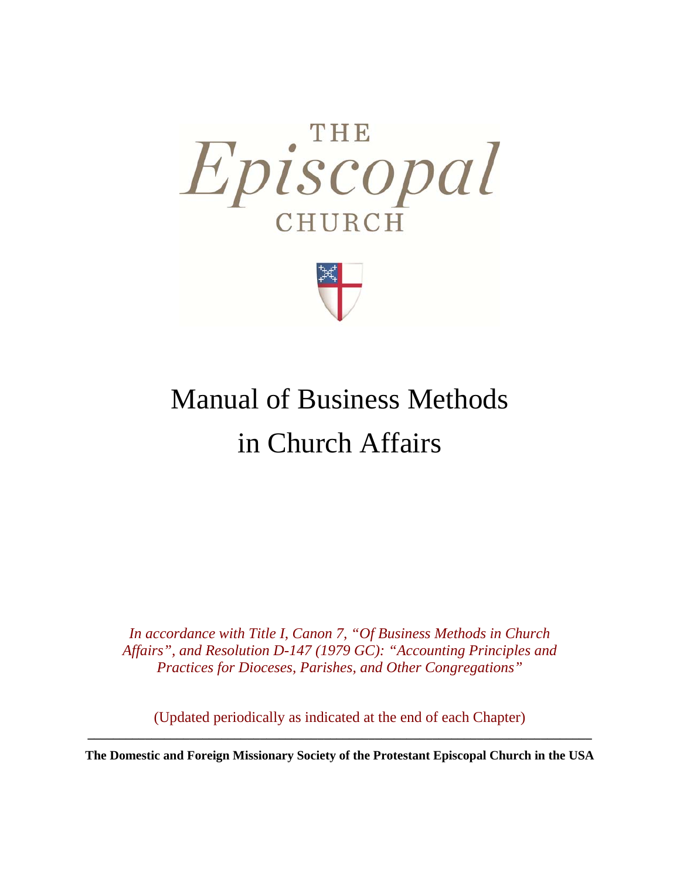THE
*Episcopal*
CHURCH

# Manual of Business Methods in Church Affairs

*In accordance with Title I, Canon 7, "Of Business Methods in Church Affairs", and Resolution D-147 (1979 GC): "Accounting Principles and Practices for Dioceses, Parishes, and Other Congregations"*

(Updated periodically as indicated at the end of each Chapter)

---

**The Domestic and Foreign Missionary Society of the Protestant Episcopal Church in the USA**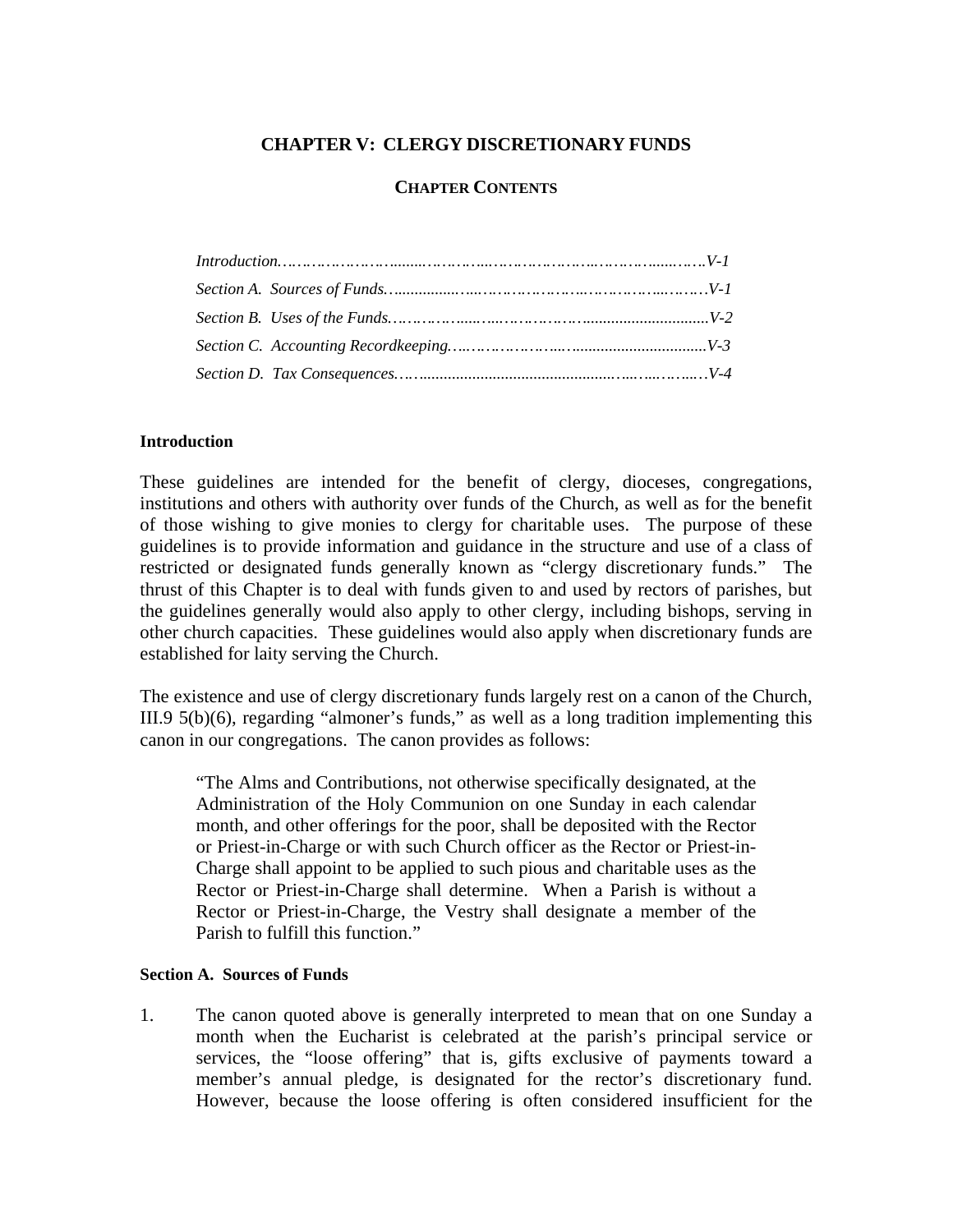# CHAPTER V: CLERGY DISCRETIONARY FUNDS

## CHAPTER CONTENTS

*Introduction……………………........…………...……………………..…………......……V-1*

*Section A. Sources of Funds…................…...……………………...……………...………V-1*

*Section B. Uses of the Funds………………......…...……………………...............................V-2*

*Section C. Accounting Recordkeeping….……………………...…................................V-3*

*Section D. Tax Consequences.…….................................................…...…...……....…V-4*

### Introduction

These guidelines are intended for the benefit of clergy, dioceses, congregations, institutions and others with authority over funds of the Church, as well as for the benefit of those wishing to give monies to clergy for charitable uses. The purpose of these guidelines is to provide information and guidance in the structure and use of a class of restricted or designated funds generally known as "clergy discretionary funds." The thrust of this Chapter is to deal with funds given to and used by rectors of parishes, but the guidelines generally would also apply to other clergy, including bishops, serving in other church capacities. These guidelines would also apply when discretionary funds are established for laity serving the Church.

The existence and use of clergy discretionary funds largely rest on a canon of the Church, III.9 5(b)(6), regarding "almoner's funds," as well as a long tradition implementing this canon in our congregations. The canon provides as follows:

> "The Alms and Contributions, not otherwise specifically designated, at the Administration of the Holy Communion on one Sunday in each calendar month, and other offerings for the poor, shall be deposited with the Rector or Priest-in-Charge or with such Church officer as the Rector or Priest-in-Charge shall appoint to be applied to such pious and charitable uses as the Rector or Priest-in-Charge shall determine. When a Parish is without a Rector or Priest-in-Charge, the Vestry shall designate a member of the Parish to fulfill this function."

### Section A. Sources of Funds

1. The canon quoted above is generally interpreted to mean that on one Sunday a month when the Eucharist is celebrated at the parish's principal service or services, the "loose offering" that is, gifts exclusive of payments toward a member's annual pledge, is designated for the rector's discretionary fund. However, because the loose offering is often considered insufficient for the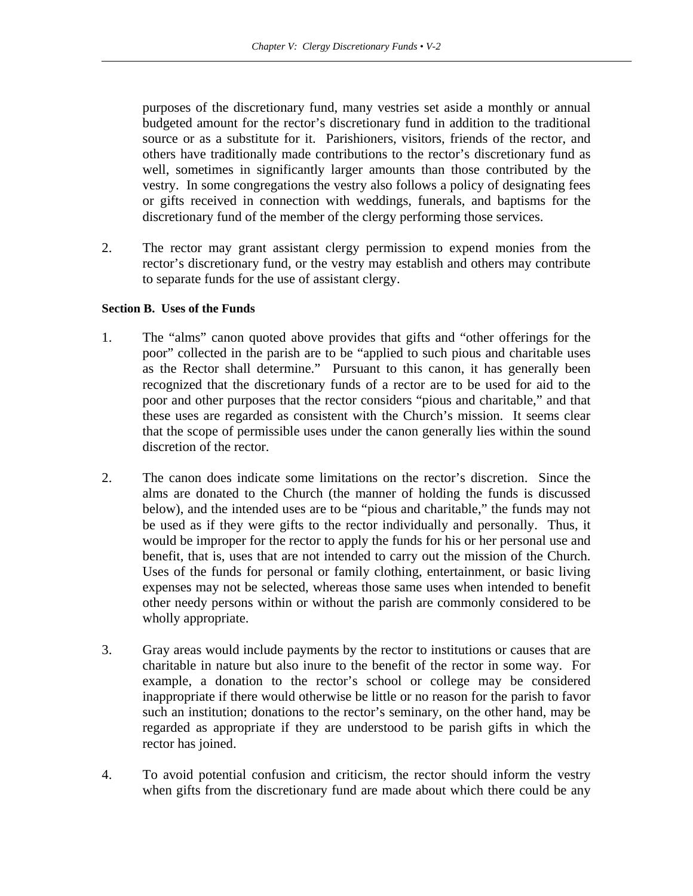purposes of the discretionary fund, many vestries set aside a monthly or annual budgeted amount for the rector's discretionary fund in addition to the traditional source or as a substitute for it. Parishioners, visitors, friends of the rector, and others have traditionally made contributions to the rector's discretionary fund as well, sometimes in significantly larger amounts than those contributed by the vestry. In some congregations the vestry also follows a policy of designating fees or gifts received in connection with weddings, funerals, and baptisms for the discretionary fund of the member of the clergy performing those services.

2. The rector may grant assistant clergy permission to expend monies from the rector's discretionary fund, or the vestry may establish and others may contribute to separate funds for the use of assistant clergy.

**Section B. Uses of the Funds**

1. The "alms" canon quoted above provides that gifts and "other offerings for the poor" collected in the parish are to be "applied to such pious and charitable uses as the Rector shall determine." Pursuant to this canon, it has generally been recognized that the discretionary funds of a rector are to be used for aid to the poor and other purposes that the rector considers "pious and charitable," and that these uses are regarded as consistent with the Church's mission. It seems clear that the scope of permissible uses under the canon generally lies within the sound discretion of the rector.

2. The canon does indicate some limitations on the rector's discretion. Since the alms are donated to the Church (the manner of holding the funds is discussed below), and the intended uses are to be "pious and charitable," the funds may not be used as if they were gifts to the rector individually and personally. Thus, it would be improper for the rector to apply the funds for his or her personal use and benefit, that is, uses that are not intended to carry out the mission of the Church. Uses of the funds for personal or family clothing, entertainment, or basic living expenses may not be selected, whereas those same uses when intended to benefit other needy persons within or without the parish are commonly considered to be wholly appropriate.

3. Gray areas would include payments by the rector to institutions or causes that are charitable in nature but also inure to the benefit of the rector in some way. For example, a donation to the rector's school or college may be considered inappropriate if there would otherwise be little or no reason for the parish to favor such an institution; donations to the rector's seminary, on the other hand, may be regarded as appropriate if they are understood to be parish gifts in which the rector has joined.

4. To avoid potential confusion and criticism, the rector should inform the vestry when gifts from the discretionary fund are made about which there could be any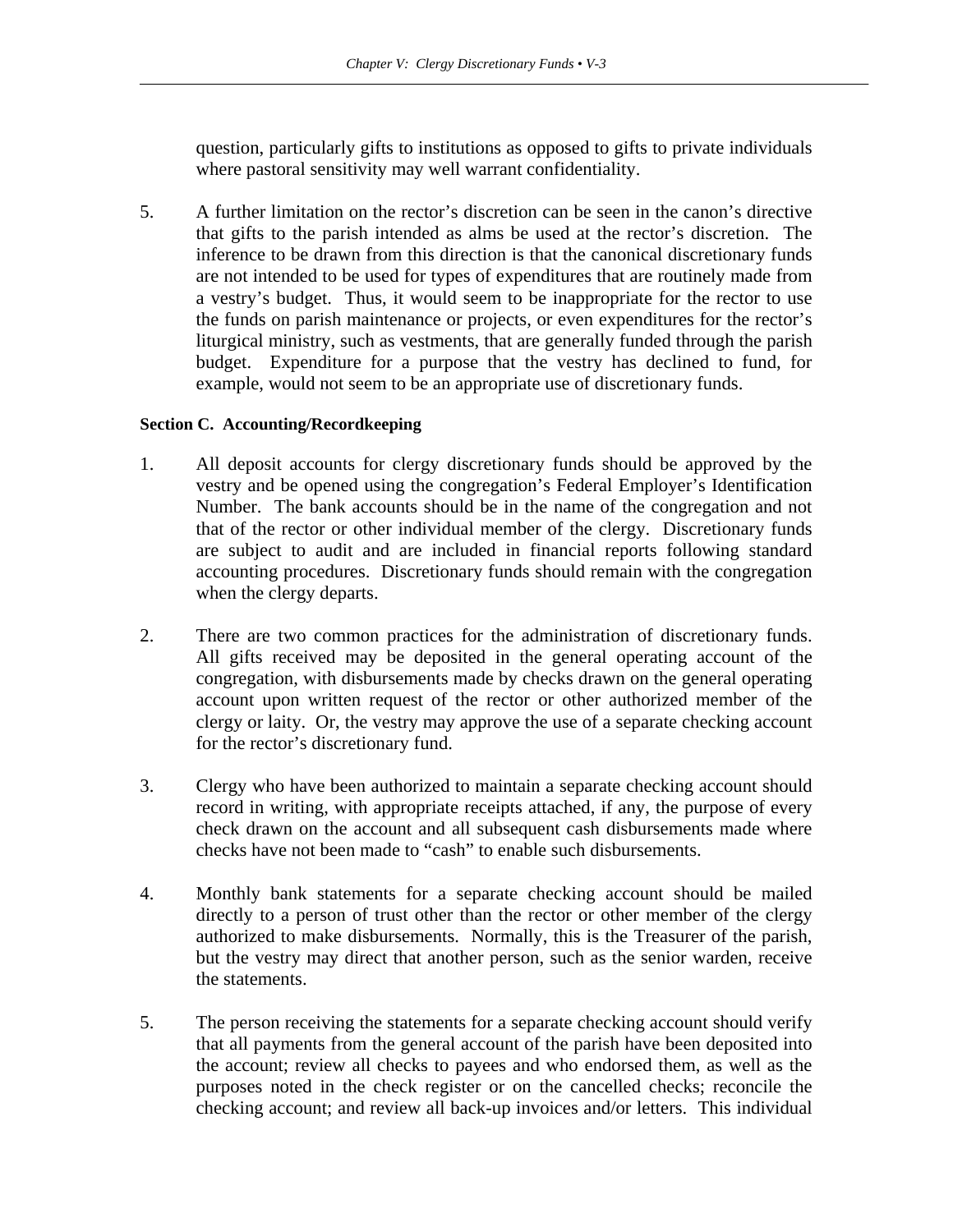question, particularly gifts to institutions as opposed to gifts to private individuals where pastoral sensitivity may well warrant confidentiality.

5. A further limitation on the rector's discretion can be seen in the canon's directive that gifts to the parish intended as alms be used at the rector's discretion. The inference to be drawn from this direction is that the canonical discretionary funds are not intended to be used for types of expenditures that are routinely made from a vestry's budget. Thus, it would seem to be inappropriate for the rector to use the funds on parish maintenance or projects, or even expenditures for the rector's liturgical ministry, such as vestments, that are generally funded through the parish budget. Expenditure for a purpose that the vestry has declined to fund, for example, would not seem to be an appropriate use of discretionary funds.

**Section C. Accounting/Recordkeeping**

1. All deposit accounts for clergy discretionary funds should be approved by the vestry and be opened using the congregation's Federal Employer's Identification Number. The bank accounts should be in the name of the congregation and not that of the rector or other individual member of the clergy. Discretionary funds are subject to audit and are included in financial reports following standard accounting procedures. Discretionary funds should remain with the congregation when the clergy departs.

2. There are two common practices for the administration of discretionary funds. All gifts received may be deposited in the general operating account of the congregation, with disbursements made by checks drawn on the general operating account upon written request of the rector or other authorized member of the clergy or laity. Or, the vestry may approve the use of a separate checking account for the rector's discretionary fund.

3. Clergy who have been authorized to maintain a separate checking account should record in writing, with appropriate receipts attached, if any, the purpose of every check drawn on the account and all subsequent cash disbursements made where checks have not been made to "cash" to enable such disbursements.

4. Monthly bank statements for a separate checking account should be mailed directly to a person of trust other than the rector or other member of the clergy authorized to make disbursements. Normally, this is the Treasurer of the parish, but the vestry may direct that another person, such as the senior warden, receive the statements.

5. The person receiving the statements for a separate checking account should verify that all payments from the general account of the parish have been deposited into the account; review all checks to payees and who endorsed them, as well as the purposes noted in the check register or on the cancelled checks; reconcile the checking account; and review all back-up invoices and/or letters. This individual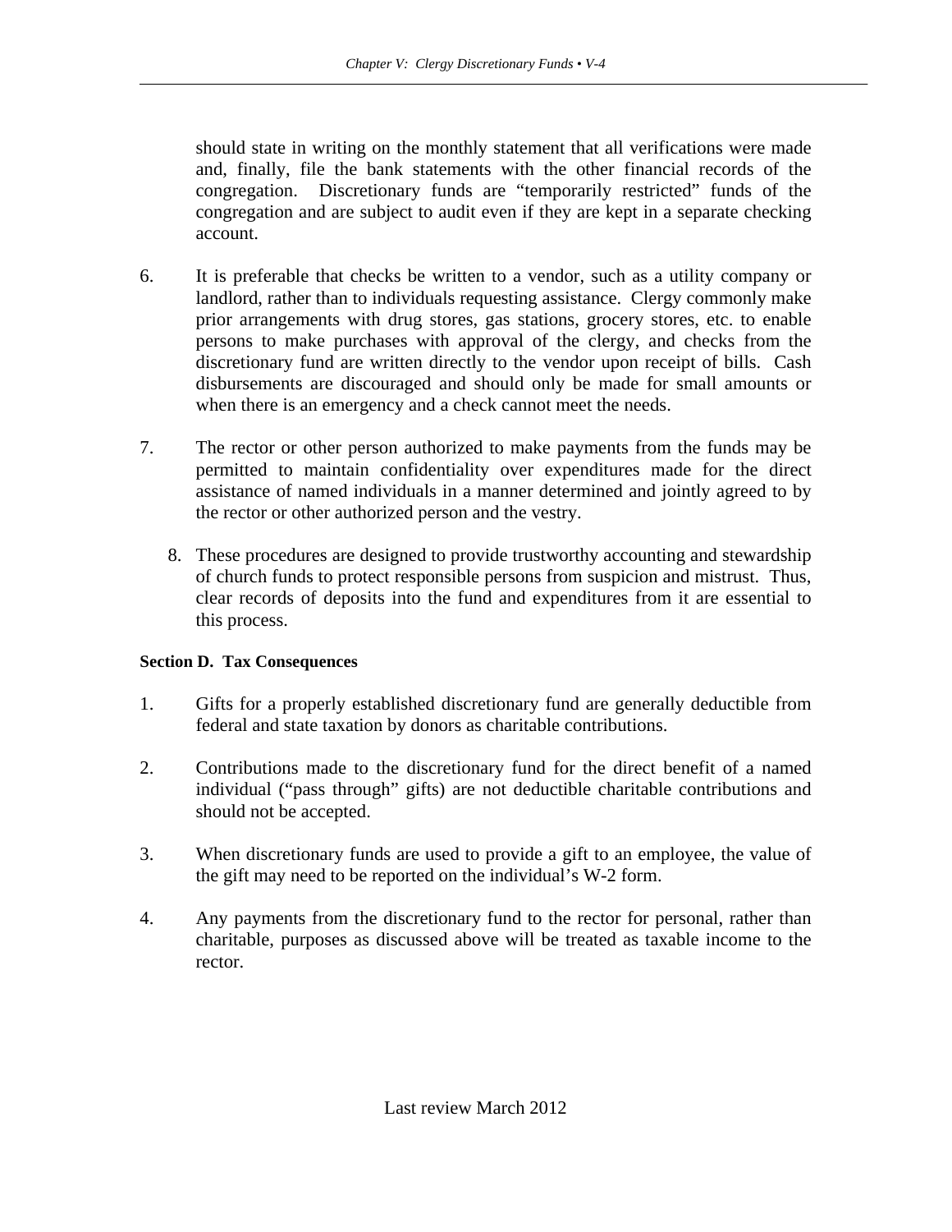should state in writing on the monthly statement that all verifications were made and, finally, file the bank statements with the other financial records of the congregation. Discretionary funds are "temporarily restricted" funds of the congregation and are subject to audit even if they are kept in a separate checking account.

6. It is preferable that checks be written to a vendor, such as a utility company or landlord, rather than to individuals requesting assistance. Clergy commonly make prior arrangements with drug stores, gas stations, grocery stores, etc. to enable persons to make purchases with approval of the clergy, and checks from the discretionary fund are written directly to the vendor upon receipt of bills. Cash disbursements are discouraged and should only be made for small amounts or when there is an emergency and a check cannot meet the needs.

7. The rector or other person authorized to make payments from the funds may be permitted to maintain confidentiality over expenditures made for the direct assistance of named individuals in a manner determined and jointly agreed to by the rector or other authorized person and the vestry.

8. These procedures are designed to provide trustworthy accounting and stewardship of church funds to protect responsible persons from suspicion and mistrust. Thus, clear records of deposits into the fund and expenditures from it are essential to this process.

**Section D. Tax Consequences**

1. Gifts for a properly established discretionary fund are generally deductible from federal and state taxation by donors as charitable contributions.

2. Contributions made to the discretionary fund for the direct benefit of a named individual ("pass through" gifts) are not deductible charitable contributions and should not be accepted.

3. When discretionary funds are used to provide a gift to an employee, the value of the gift may need to be reported on the individual's W-2 form.

4. Any payments from the discretionary fund to the rector for personal, rather than charitable, purposes as discussed above will be treated as taxable income to the rector.

Last review March 2012